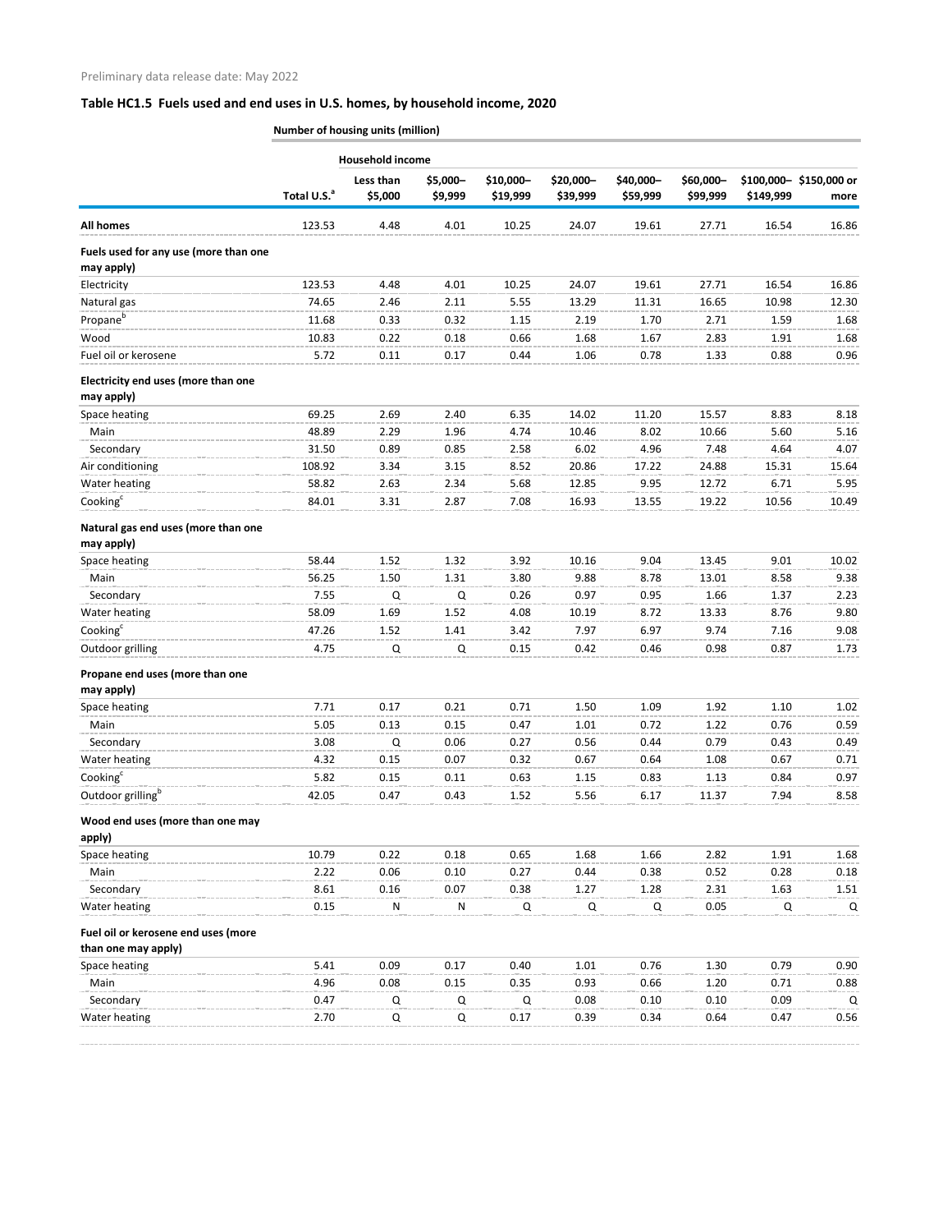Preliminary data release date: May 2022

## Table HC1.5 Fuels used and end uses in U.S. homes, by household income, 2020

| | Number of housing units (million) | | | | | | | | |
|---|---|---|---|---|---|---|---|---|---|
| | | Household income | | | | | | | |
| | Total U.S.[a] | Less than $5,000 | $5,000–$9,999 | $10,000–$19,999 | $20,000–$39,999 | $40,000–$59,999 | $60,000–$99,999 | $100,000–$149,999 | $150,000 or more |
| **All homes** | 123.53 | 4.48 | 4.01 | 10.25 | 24.07 | 19.61 | 27.71 | 16.54 | 16.86 |
| **Fuels used for any use (more than one may apply)** | | | | | | | | | |
| Electricity | 123.53 | 4.48 | 4.01 | 10.25 | 24.07 | 19.61 | 27.71 | 16.54 | 16.86 |
| Natural gas | 74.65 | 2.46 | 2.11 | 5.55 | 13.29 | 11.31 | 16.65 | 10.98 | 12.30 |
| Propane[b] | 11.68 | 0.33 | 0.32 | 1.15 | 2.19 | 1.70 | 2.71 | 1.59 | 1.68 |
| Wood | 10.83 | 0.22 | 0.18 | 0.66 | 1.68 | 1.67 | 2.83 | 1.91 | 1.68 |
| Fuel oil or kerosene | 5.72 | 0.11 | 0.17 | 0.44 | 1.06 | 0.78 | 1.33 | 0.88 | 0.96 |
| **Electricity end uses (more than one may apply)** | | | | | | | | | |
| Space heating | 69.25 | 2.69 | 2.40 | 6.35 | 14.02 | 11.20 | 15.57 | 8.83 | 8.18 |
| Main | 48.89 | 2.29 | 1.96 | 4.74 | 10.46 | 8.02 | 10.66 | 5.60 | 5.16 |
| Secondary | 31.50 | 0.89 | 0.85 | 2.58 | 6.02 | 4.96 | 7.48 | 4.64 | 4.07 |
| Air conditioning | 108.92 | 3.34 | 3.15 | 8.52 | 20.86 | 17.22 | 24.88 | 15.31 | 15.64 |
| Water heating | 58.82 | 2.63 | 2.34 | 5.68 | 12.85 | 9.95 | 12.72 | 6.71 | 5.95 |
| Cooking[c] | 84.01 | 3.31 | 2.87 | 7.08 | 16.93 | 13.55 | 19.22 | 10.56 | 10.49 |
| **Natural gas end uses (more than one may apply)** | | | | | | | | | |
| Space heating | 58.44 | 1.52 | 1.32 | 3.92 | 10.16 | 9.04 | 13.45 | 9.01 | 10.02 |
| Main | 56.25 | 1.50 | 1.31 | 3.80 | 9.88 | 8.78 | 13.01 | 8.58 | 9.38 |
| Secondary | 7.55 | Q | Q | 0.26 | 0.97 | 0.95 | 1.66 | 1.37 | 2.23 |
| Water heating | 58.09 | 1.69 | 1.52 | 4.08 | 10.19 | 8.72 | 13.33 | 8.76 | 9.80 |
| Cooking[c] | 47.26 | 1.52 | 1.41 | 3.42 | 7.97 | 6.97 | 9.74 | 7.16 | 9.08 |
| Outdoor grilling | 4.75 | Q | Q | 0.15 | 0.42 | 0.46 | 0.98 | 0.87 | 1.73 |
| **Propane end uses (more than one may apply)** | | | | | | | | | |
| Space heating | 7.71 | 0.17 | 0.21 | 0.71 | 1.50 | 1.09 | 1.92 | 1.10 | 1.02 |
| Main | 5.05 | 0.13 | 0.15 | 0.47 | 1.01 | 0.72 | 1.22 | 0.76 | 0.59 |
| Secondary | 3.08 | Q | 0.06 | 0.27 | 0.56 | 0.44 | 0.79 | 0.43 | 0.49 |
| Water heating | 4.32 | 0.15 | 0.07 | 0.32 | 0.67 | 0.64 | 1.08 | 0.67 | 0.71 |
| Cooking[c] | 5.82 | 0.15 | 0.11 | 0.63 | 1.15 | 0.83 | 1.13 | 0.84 | 0.97 |
| Outdoor grilling[b] | 42.05 | 0.47 | 0.43 | 1.52 | 5.56 | 6.17 | 11.37 | 7.94 | 8.58 |
| **Wood end uses (more than one may apply)** | | | | | | | | | |
| Space heating | 10.79 | 0.22 | 0.18 | 0.65 | 1.68 | 1.66 | 2.82 | 1.91 | 1.68 |
| Main | 2.22 | 0.06 | 0.10 | 0.27 | 0.44 | 0.38 | 0.52 | 0.28 | 0.18 |
| Secondary | 8.61 | 0.16 | 0.07 | 0.38 | 1.27 | 1.28 | 2.31 | 1.63 | 1.51 |
| Water heating | 0.15 | N | N | Q | Q | Q | 0.05 | Q | Q |
| **Fuel oil or kerosene end uses (more than one may apply)** | | | | | | | | | |
| Space heating | 5.41 | 0.09 | 0.17 | 0.40 | 1.01 | 0.76 | 1.30 | 0.79 | 0.90 |
| Main | 4.96 | 0.08 | 0.15 | 0.35 | 0.93 | 0.66 | 1.20 | 0.71 | 0.88 |
| Secondary | 0.47 | Q | Q | Q | 0.08 | 0.10 | 0.10 | 0.09 | Q |
| Water heating | 2.70 | Q | Q | 0.17 | 0.39 | 0.34 | 0.64 | 0.47 | 0.56 |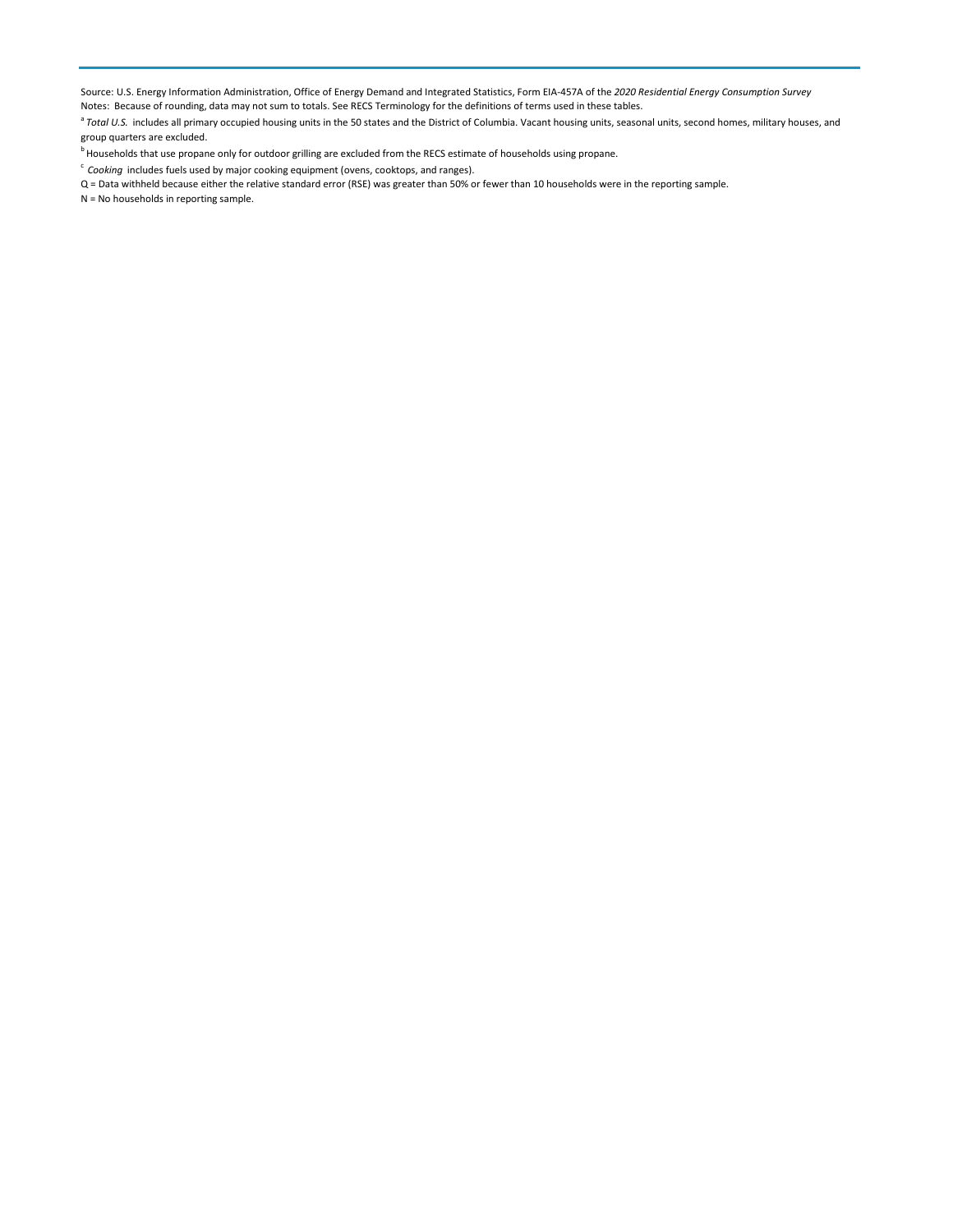Source: U.S. Energy Information Administration, Office of Energy Demand and Integrated Statistics, Form EIA-457A of the *2020 Residential Energy Consumption Survey*
Notes: Because of rounding, data may not sum to totals. See RECS Terminology for the definitions of terms used in these tables.

[a] *Total U.S.* includes all primary occupied housing units in the 50 states and the District of Columbia. Vacant housing units, seasonal units, second homes, military houses, and group quarters are excluded.

[b] Households that use propane only for outdoor grilling are excluded from the RECS estimate of households using propane.

[c] *Cooking* includes fuels used by major cooking equipment (ovens, cooktops, and ranges).

Q = Data withheld because either the relative standard error (RSE) was greater than 50% or fewer than 10 households were in the reporting sample.

N = No households in reporting sample.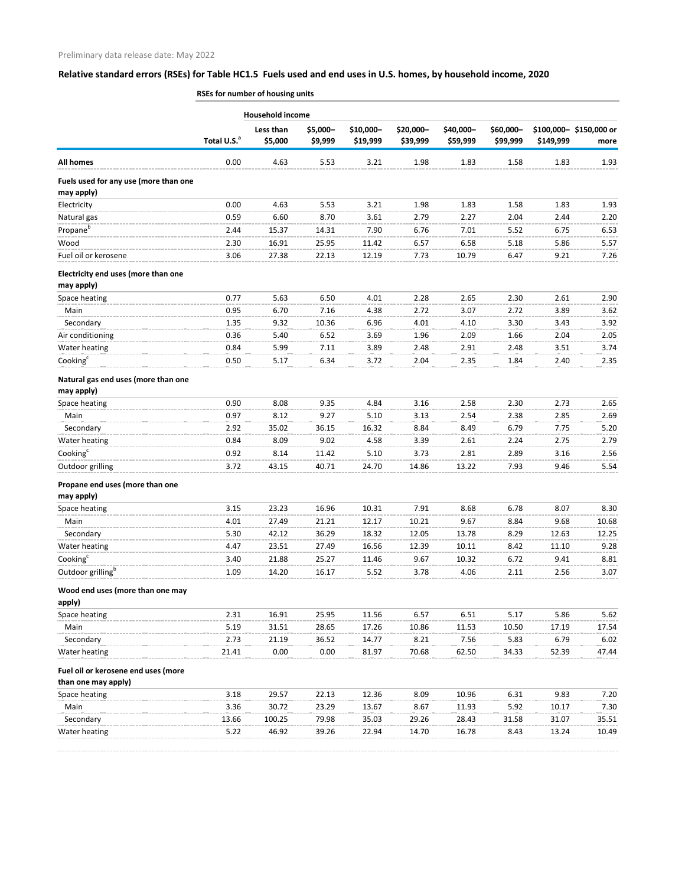Preliminary data release date: May 2022

## Relative standard errors (RSEs) for Table HC1.5 Fuels used and end uses in U.S. homes, by household income, 2020

| | RSEs for number of housing units | | | | | | | | |
|---|---|---|---|---|---|---|---|---|---|
| | | Household income | | | | | | | |
| | Total U.S.[a] | Less than $5,000 | $5,000–$9,999 | $10,000–$19,999 | $20,000–$39,999 | $40,000–$59,999 | $60,000–$99,999 | $100,000–$149,999 | $150,000 or more |
| **All homes** | 0.00 | 4.63 | 5.53 | 3.21 | 1.98 | 1.83 | 1.58 | 1.83 | 1.93 |
| **Fuels used for any use (more than one may apply)** | | | | | | | | | |
| Electricity | 0.00 | 4.63 | 5.53 | 3.21 | 1.98 | 1.83 | 1.58 | 1.83 | 1.93 |
| Natural gas | 0.59 | 6.60 | 8.70 | 3.61 | 2.79 | 2.27 | 2.04 | 2.44 | 2.20 |
| Propane[b] | 2.44 | 15.37 | 14.31 | 7.90 | 6.76 | 7.01 | 5.52 | 6.75 | 6.53 |
| Wood | 2.30 | 16.91 | 25.95 | 11.42 | 6.57 | 6.58 | 5.18 | 5.86 | 5.57 |
| Fuel oil or kerosene | 3.06 | 27.38 | 22.13 | 12.19 | 7.73 | 10.79 | 6.47 | 9.21 | 7.26 |
| **Electricity end uses (more than one may apply)** | | | | | | | | | |
| Space heating | 0.77 | 5.63 | 6.50 | 4.01 | 2.28 | 2.65 | 2.30 | 2.61 | 2.90 |
| Main | 0.95 | 6.70 | 7.16 | 4.38 | 2.72 | 3.07 | 2.72 | 3.89 | 3.62 |
| Secondary | 1.35 | 9.32 | 10.36 | 6.96 | 4.01 | 4.10 | 3.30 | 3.43 | 3.92 |
| Air conditioning | 0.36 | 5.40 | 6.52 | 3.69 | 1.96 | 2.09 | 1.66 | 2.04 | 2.05 |
| Water heating | 0.84 | 5.99 | 7.11 | 3.89 | 2.48 | 2.91 | 2.48 | 3.51 | 3.74 |
| Cooking[c] | 0.50 | 5.17 | 6.34 | 3.72 | 2.04 | 2.35 | 1.84 | 2.40 | 2.35 |
| **Natural gas end uses (more than one may apply)** | | | | | | | | | |
| Space heating | 0.90 | 8.08 | 9.35 | 4.84 | 3.16 | 2.58 | 2.30 | 2.73 | 2.65 |
| Main | 0.97 | 8.12 | 9.27 | 5.10 | 3.13 | 2.54 | 2.38 | 2.85 | 2.69 |
| Secondary | 2.92 | 35.02 | 36.15 | 16.32 | 8.84 | 8.49 | 6.79 | 7.75 | 5.20 |
| Water heating | 0.84 | 8.09 | 9.02 | 4.58 | 3.39 | 2.61 | 2.24 | 2.75 | 2.79 |
| Cooking[c] | 0.92 | 8.14 | 11.42 | 5.10 | 3.73 | 2.81 | 2.89 | 3.16 | 2.56 |
| Outdoor grilling | 3.72 | 43.15 | 40.71 | 24.70 | 14.86 | 13.22 | 7.93 | 9.46 | 5.54 |
| **Propane end uses (more than one may apply)** | | | | | | | | | |
| Space heating | 3.15 | 23.23 | 16.96 | 10.31 | 7.91 | 8.68 | 6.78 | 8.07 | 8.30 |
| Main | 4.01 | 27.49 | 21.21 | 12.17 | 10.21 | 9.67 | 8.84 | 9.68 | 10.68 |
| Secondary | 5.30 | 42.12 | 36.29 | 18.32 | 12.05 | 13.78 | 8.29 | 12.63 | 12.25 |
| Water heating | 4.47 | 23.51 | 27.49 | 16.56 | 12.39 | 10.11 | 8.42 | 11.10 | 9.28 |
| Cooking[c] | 3.40 | 21.88 | 25.27 | 11.46 | 9.67 | 10.32 | 6.72 | 9.41 | 8.81 |
| Outdoor grilling[b] | 1.09 | 14.20 | 16.17 | 5.52 | 3.78 | 4.06 | 2.11 | 2.56 | 3.07 |
| **Wood end uses (more than one may apply)** | | | | | | | | | |
| Space heating | 2.31 | 16.91 | 25.95 | 11.56 | 6.57 | 6.51 | 5.17 | 5.86 | 5.62 |
| Main | 5.19 | 31.51 | 28.65 | 17.26 | 10.86 | 11.53 | 10.50 | 17.19 | 17.54 |
| Secondary | 2.73 | 21.19 | 36.52 | 14.77 | 8.21 | 7.56 | 5.83 | 6.79 | 6.02 |
| Water heating | 21.41 | 0.00 | 0.00 | 81.97 | 70.68 | 62.50 | 34.33 | 52.39 | 47.44 |
| **Fuel oil or kerosene end uses (more than one may apply)** | | | | | | | | | |
| Space heating | 3.18 | 29.57 | 22.13 | 12.36 | 8.09 | 10.96 | 6.31 | 9.83 | 7.20 |
| Main | 3.36 | 30.72 | 23.29 | 13.67 | 8.67 | 11.93 | 5.92 | 10.17 | 7.30 |
| Secondary | 13.66 | 100.25 | 79.98 | 35.03 | 29.26 | 28.43 | 31.58 | 31.07 | 35.51 |
| Water heating | 5.22 | 46.92 | 39.26 | 22.94 | 14.70 | 16.78 | 8.43 | 13.24 | 10.49 |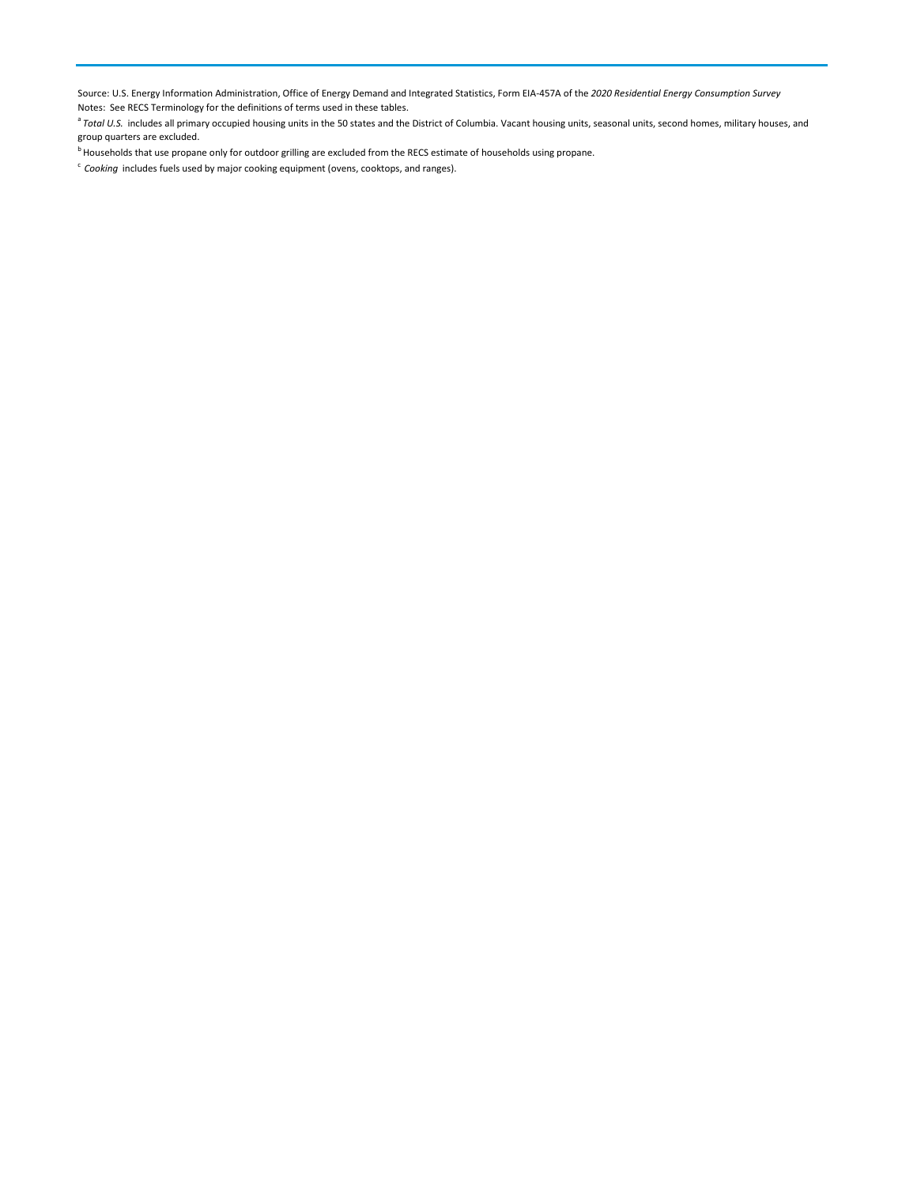Source: U.S. Energy Information Administration, Office of Energy Demand and Integrated Statistics, Form EIA-457A of the *2020 Residential Energy Consumption Survey*

Notes: See RECS Terminology for the definitions of terms used in these tables.

[a] *Total U.S.* includes all primary occupied housing units in the 50 states and the District of Columbia. Vacant housing units, seasonal units, second homes, military houses, and group quarters are excluded.

[b] Households that use propane only for outdoor grilling are excluded from the RECS estimate of households using propane.

[c] *Cooking* includes fuels used by major cooking equipment (ovens, cooktops, and ranges).